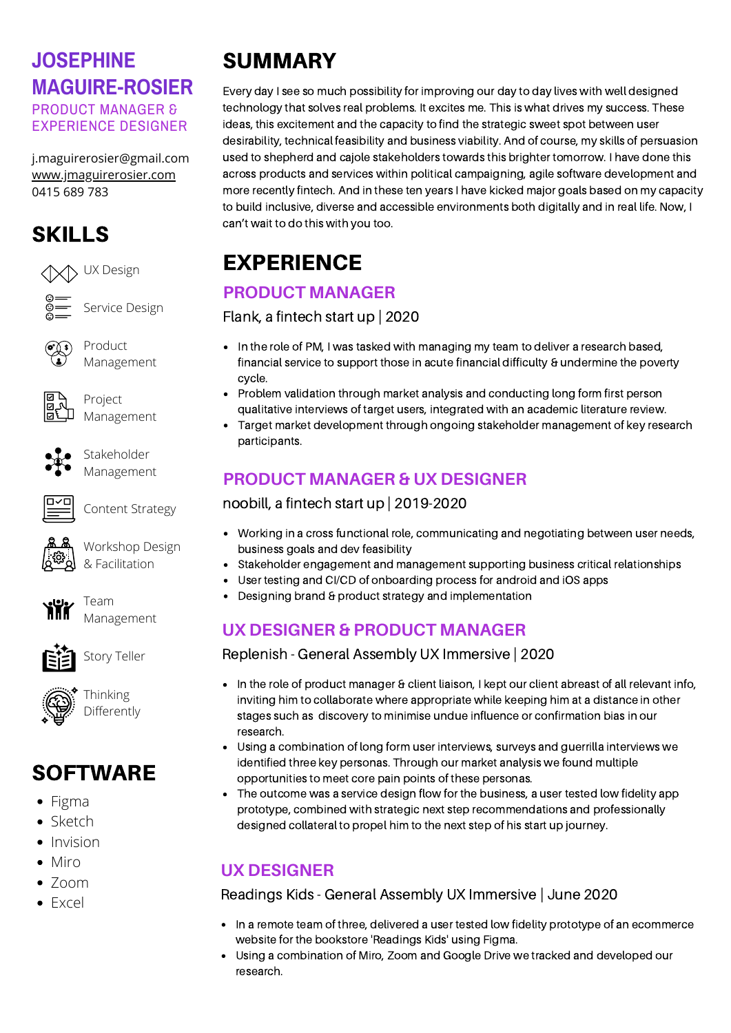# JOSEPHINE MAGUIRE-ROSIER

PRODUCT MANAGER & EXPERIENCE DESIGNER

j.maguirerosier@gmail.com
www.jmaguirerosier.com
0415 689 783

## SKILLS

- UX Design
- Service Design
- Product Management
- Project Management
- Stakeholder Management
- Content Strategy
- Workshop Design & Facilitation
- Team Management
- Story Teller
- Thinking Differently

## SOFTWARE

- Figma
- Sketch
- Invision
- Miro
- Zoom
- Excel

## SUMMARY

Every day I see so much possibility for improving our day to day lives with well designed technology that solves real problems. It excites me. This is what drives my success. These ideas, this excitement and the capacity to find the strategic sweet spot between user desirability, technical feasibility and business viability. And of course, my skills of persuasion used to shepherd and cajole stakeholders towards this brighter tomorrow. I have done this across products and services within political campaigning, agile software development and more recently fintech. And in these ten years I have kicked major goals based on my capacity to build inclusive, diverse and accessible environments both digitally and in real life. Now, I can't wait to do this with you too.

## EXPERIENCE

### PRODUCT MANAGER

Flank, a fintech start up | 2020

- In the role of PM, I was tasked with managing my team to deliver a research based, financial service to support those in acute financial difficulty & undermine the poverty cycle.
- Problem validation through market analysis and conducting long form first person qualitative interviews of target users, integrated with an academic literature review.
- Target market development through ongoing stakeholder management of key research participants.

### PRODUCT MANAGER & UX DESIGNER

noobill, a fintech start up | 2019-2020

- Working in a cross functional role, communicating and negotiating between user needs, business goals and dev feasibility
- Stakeholder engagement and management supporting business critical relationships
- User testing and CI/CD of onboarding process for android and iOS apps
- Designing brand & product strategy and implementation

### UX DESIGNER & PRODUCT MANAGER

Replenish - General Assembly UX Immersive | 2020

- In the role of product manager & client liaison, I kept our client abreast of all relevant info, inviting him to collaborate where appropriate while keeping him at a distance in other stages such as discovery to minimise undue influence or confirmation bias in our research.
- Using a combination of long form user interviews, surveys and guerrilla interviews we identified three key personas. Through our market analysis we found multiple opportunities to meet core pain points of these personas.
- The outcome was a service design flow for the business, a user tested low fidelity app prototype, combined with strategic next step recommendations and professionally designed collateral to propel him to the next step of his start up journey.

### UX DESIGNER

Readings Kids - General Assembly UX Immersive | June 2020

- In a remote team of three, delivered a user tested low fidelity prototype of an ecommerce website for the bookstore 'Readings Kids' using Figma.
- Using a combination of Miro, Zoom and Google Drive we tracked and developed our research.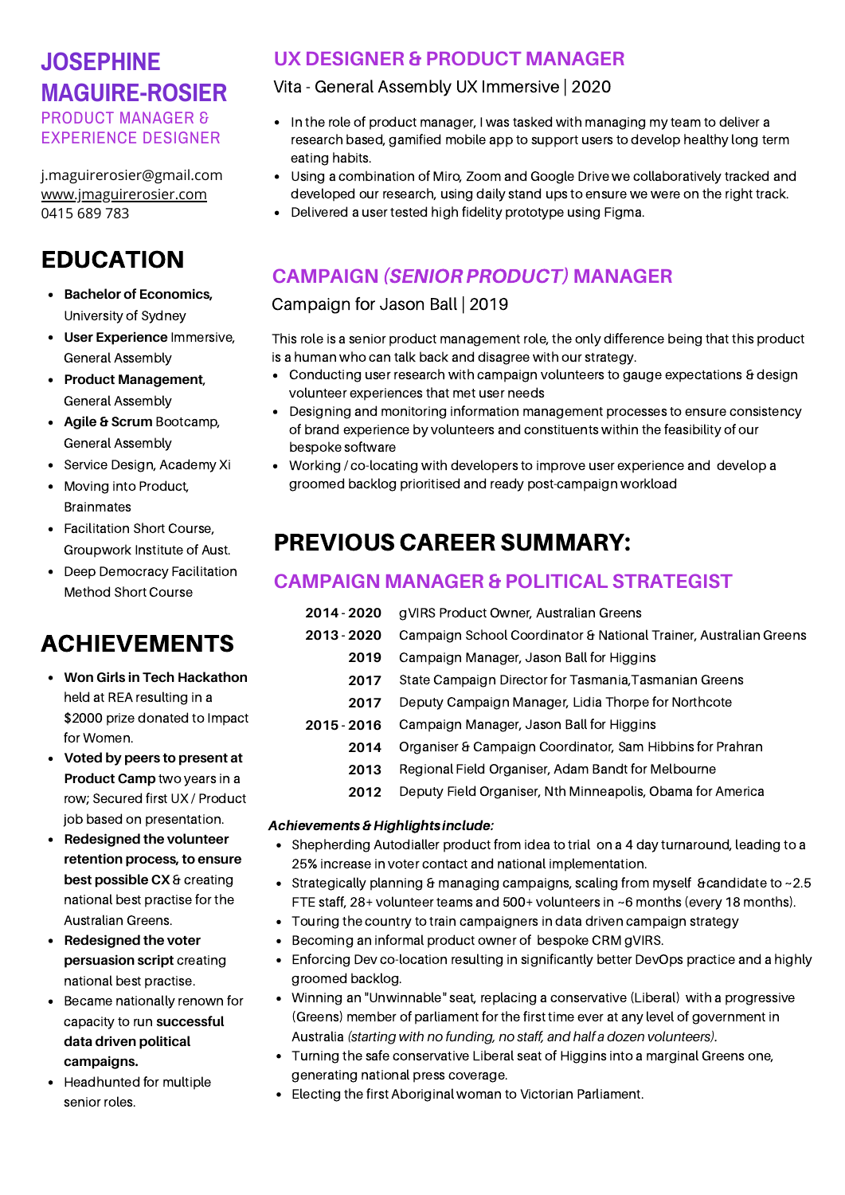# JOSEPHINE MAGUIRE-ROSIER

PRODUCT MANAGER & EXPERIENCE DESIGNER

j.maguirerosier@gmail.com
www.jmaguirerosier.com
0415 689 783

## EDUCATION

- **Bachelor of Economics,** University of Sydney
- **User Experience** Immersive, General Assembly
- **Product Management**, General Assembly
- **Agile & Scrum** Bootcamp, General Assembly
- Service Design, Academy Xi
- Moving into Product, Brainmates
- Facilitation Short Course, Groupwork Institute of Aust.
- Deep Democracy Facilitation Method Short Course

## ACHIEVEMENTS

- **Won Girls in Tech Hackathon** held at REA resulting in a $2000 prize donated to Impact for Women.
- **Voted by peers to present at Product Camp** two years in a row; Secured first UX / Product job based on presentation.
- **Redesigned the volunteer retention process, to ensure best possible CX** & creating national best practise for the Australian Greens.
- **Redesigned the voter persuasion script** creating national best practise.
- Became nationally renown for capacity to run **successful data driven political campaigns.**
- Headhunted for multiple senior roles.

## UX DESIGNER & PRODUCT MANAGER

Vita - General Assembly UX Immersive | 2020

- In the role of product manager, I was tasked with managing my team to deliver a research based, gamified mobile app to support users to develop healthy long term eating habits.
- Using a combination of Miro, Zoom and Google Drive we collaboratively tracked and developed our research, using daily stand ups to ensure we were on the right track.
- Delivered a user tested high fidelity prototype using Figma.

## CAMPAIGN *(SENIOR PRODUCT)* MANAGER

Campaign for Jason Ball | 2019

This role is a senior product management role, the only difference being that this product is a human who can talk back and disagree with our strategy.

- Conducting user research with campaign volunteers to gauge expectations & design volunteer experiences that met user needs
- Designing and monitoring information management processes to ensure consistency of brand experience by volunteers and constituents within the feasibility of our bespoke software
- Working / co-locating with developers to improve user experience and develop a groomed backlog prioritised and ready post-campaign workload

## PREVIOUS CAREER SUMMARY:

### CAMPAIGN MANAGER & POLITICAL STRATEGIST

| | |
|---|---|
| **2014 - 2020** | gVIRS Product Owner, Australian Greens |
| **2013 - 2020** | Campaign School Coordinator & National Trainer, Australian Greens |
| **2019** | Campaign Manager, Jason Ball for Higgins |
| **2017** | State Campaign Director for Tasmania,Tasmanian Greens |
| **2017** | Deputy Campaign Manager, Lidia Thorpe for Northcote |
| **2015 - 2016** | Campaign Manager, Jason Ball for Higgins |
| **2014** | Organiser & Campaign Coordinator, Sam Hibbins for Prahran |
| **2013** | Regional Field Organiser, Adam Bandt for Melbourne |
| **2012** | Deputy Field Organiser, Nth Minneapolis, Obama for America |

***Achievements & Highlights include:***

- Shepherding Autodialler product from idea to trial on a 4 day turnaround, leading to a 25% increase in voter contact and national implementation.
- Strategically planning & managing campaigns, scaling from myself &candidate to ~2.5 FTE staff, 28+ volunteer teams and 500+ volunteers in ~6 months (every 18 months).
- Touring the country to train campaigners in data driven campaign strategy
- Becoming an informal product owner of bespoke CRM gVIRS.
- Enforcing Dev co-location resulting in significantly better DevOps practice and a highly groomed backlog.
- Winning an "Unwinnable" seat, replacing a conservative (Liberal) with a progressive (Greens) member of parliament for the first time ever at any level of government in Australia *(starting with no funding, no staff, and half a dozen volunteers).*
- Turning the safe conservative Liberal seat of Higgins into a marginal Greens one, generating national press coverage.
- Electing the first Aboriginal woman to Victorian Parliament.